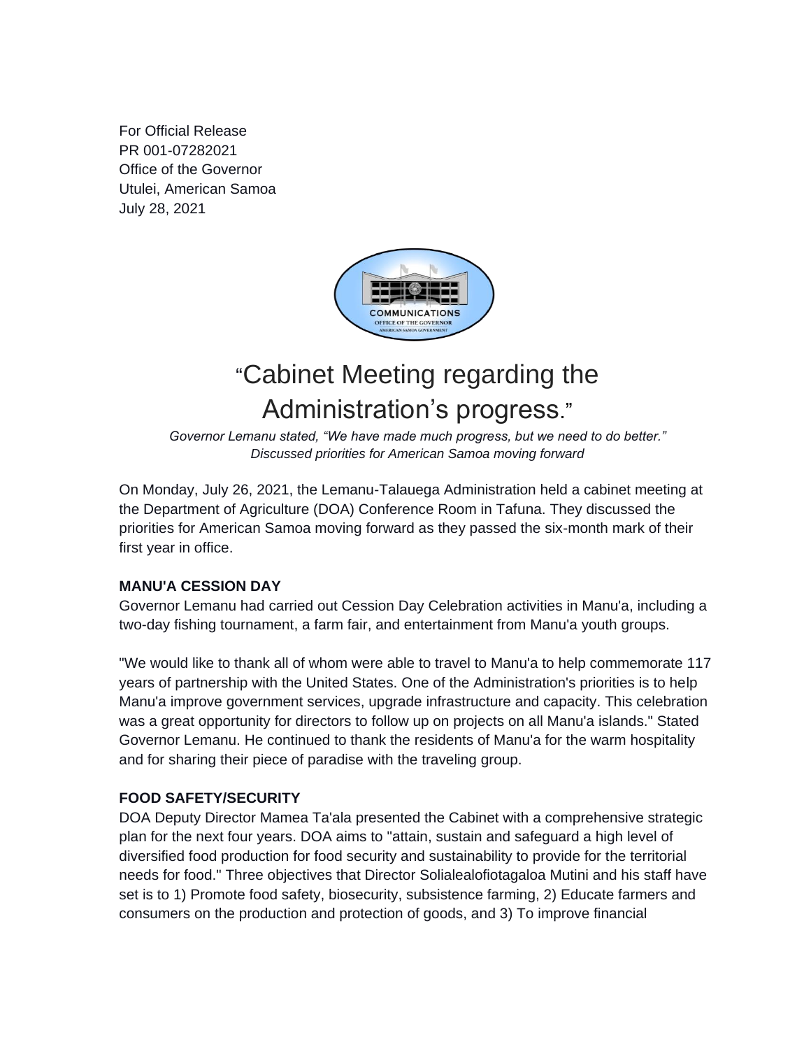For Official Release
PR 001-07282021
Office of the Governor
Utulei, American Samoa
July 28, 2021

# "Cabinet Meeting regarding the Administration's progress."

*Governor Lemanu stated, "We have made much progress, but we need to do better."*
*Discussed priorities for American Samoa moving forward*

On Monday, July 26, 2021, the Lemanu-Talauega Administration held a cabinet meeting at the Department of Agriculture (DOA) Conference Room in Tafuna. They discussed the priorities for American Samoa moving forward as they passed the six-month mark of their first year in office.

**MANU'A CESSION DAY**

Governor Lemanu had carried out Cession Day Celebration activities in Manu'a, including a two-day fishing tournament, a farm fair, and entertainment from Manu'a youth groups.

"We would like to thank all of whom were able to travel to Manu'a to help commemorate 117 years of partnership with the United States. One of the Administration's priorities is to help Manu'a improve government services, upgrade infrastructure and capacity. This celebration was a great opportunity for directors to follow up on projects on all Manu'a islands." Stated Governor Lemanu. He continued to thank the residents of Manu'a for the warm hospitality and for sharing their piece of paradise with the traveling group.

**FOOD SAFETY/SECURITY**

DOA Deputy Director Mamea Ta'ala presented the Cabinet with a comprehensive strategic plan for the next four years. DOA aims to "attain, sustain and safeguard a high level of diversified food production for food security and sustainability to provide for the territorial needs for food." Three objectives that Director Solialealofiotagaloa Mutini and his staff have set is to 1) Promote food safety, biosecurity, subsistence farming, 2) Educate farmers and consumers on the production and protection of goods, and 3) To improve financial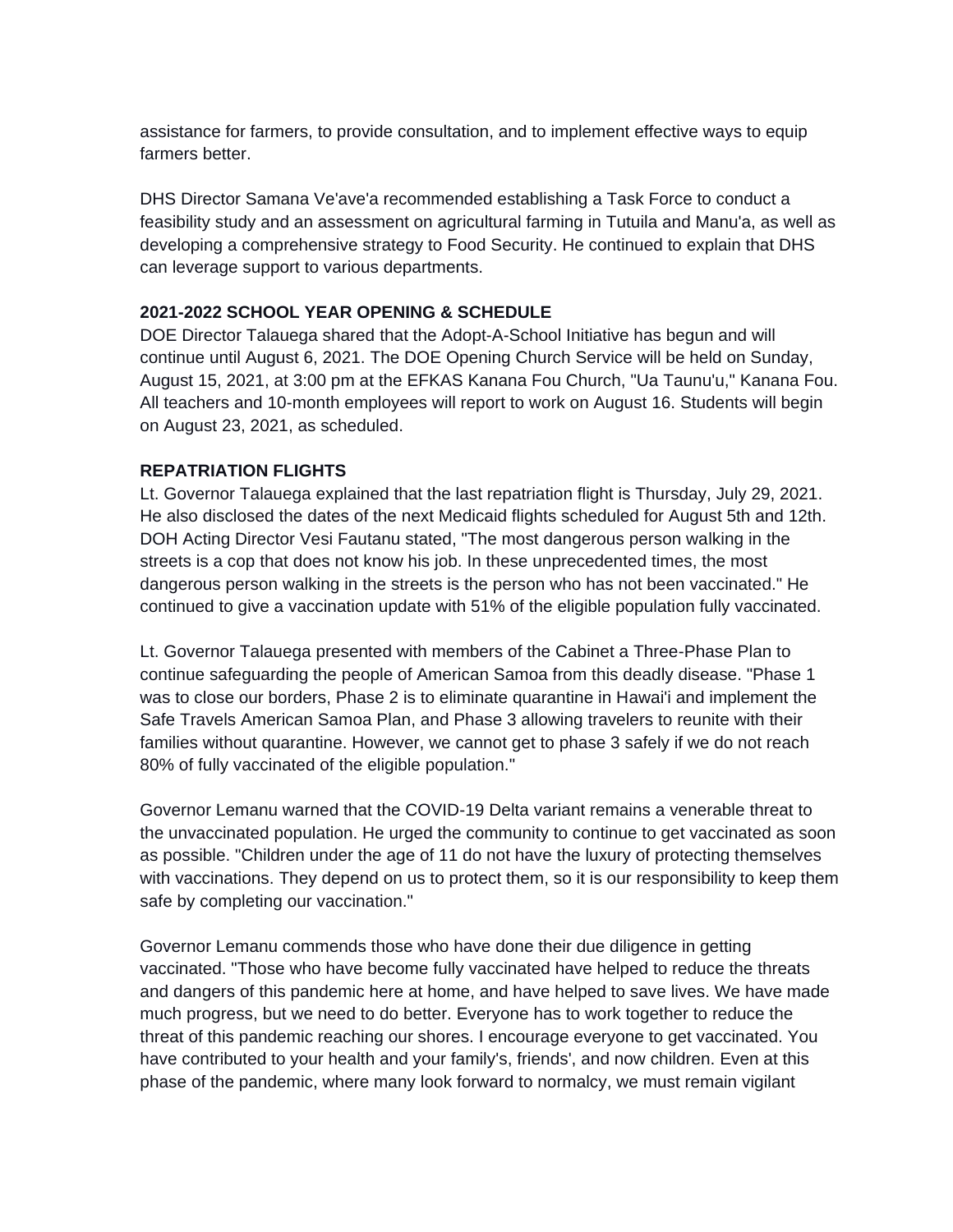assistance for farmers, to provide consultation, and to implement effective ways to equip farmers better.

DHS Director Samana Ve'ave'a recommended establishing a Task Force to conduct a feasibility study and an assessment on agricultural farming in Tutuila and Manu'a, as well as developing a comprehensive strategy to Food Security. He continued to explain that DHS can leverage support to various departments.

**2021-2022 SCHOOL YEAR OPENING & SCHEDULE**

DOE Director Talauega shared that the Adopt-A-School Initiative has begun and will continue until August 6, 2021. The DOE Opening Church Service will be held on Sunday, August 15, 2021, at 3:00 pm at the EFKAS Kanana Fou Church, "Ua Taunu'u," Kanana Fou. All teachers and 10-month employees will report to work on August 16. Students will begin on August 23, 2021, as scheduled.

**REPATRIATION FLIGHTS**

Lt. Governor Talauega explained that the last repatriation flight is Thursday, July 29, 2021. He also disclosed the dates of the next Medicaid flights scheduled for August 5th and 12th. DOH Acting Director Vesi Fautanu stated, "The most dangerous person walking in the streets is a cop that does not know his job. In these unprecedented times, the most dangerous person walking in the streets is the person who has not been vaccinated." He continued to give a vaccination update with 51% of the eligible population fully vaccinated.

Lt. Governor Talauega presented with members of the Cabinet a Three-Phase Plan to continue safeguarding the people of American Samoa from this deadly disease. "Phase 1 was to close our borders, Phase 2 is to eliminate quarantine in Hawai'i and implement the Safe Travels American Samoa Plan, and Phase 3 allowing travelers to reunite with their families without quarantine. However, we cannot get to phase 3 safely if we do not reach 80% of fully vaccinated of the eligible population."

Governor Lemanu warned that the COVID-19 Delta variant remains a venerable threat to the unvaccinated population. He urged the community to continue to get vaccinated as soon as possible. "Children under the age of 11 do not have the luxury of protecting themselves with vaccinations. They depend on us to protect them, so it is our responsibility to keep them safe by completing our vaccination."

Governor Lemanu commends those who have done their due diligence in getting vaccinated. "Those who have become fully vaccinated have helped to reduce the threats and dangers of this pandemic here at home, and have helped to save lives. We have made much progress, but we need to do better. Everyone has to work together to reduce the threat of this pandemic reaching our shores. I encourage everyone to get vaccinated. You have contributed to your health and your family's, friends', and now children. Even at this phase of the pandemic, where many look forward to normalcy, we must remain vigilant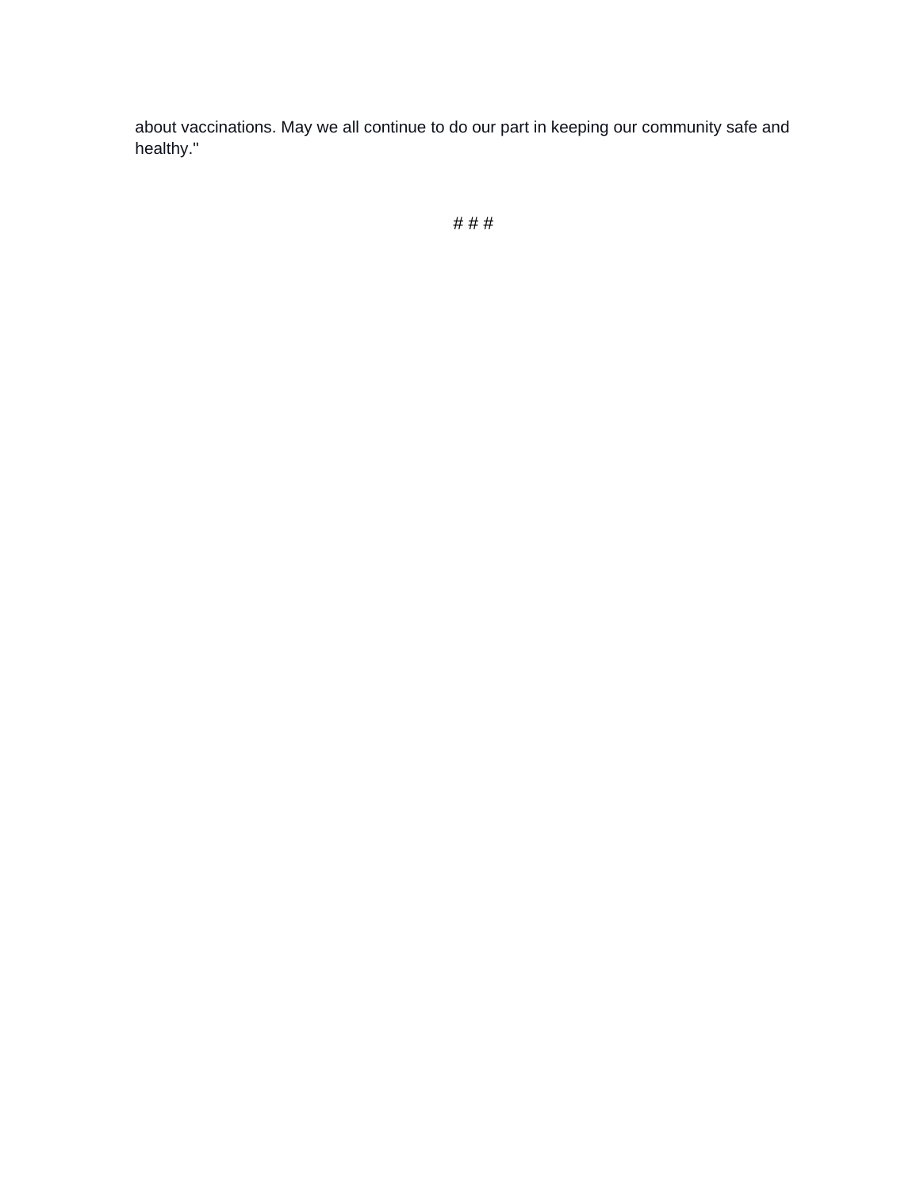about vaccinations. May we all continue to do our part in keeping our community safe and healthy."

# # #